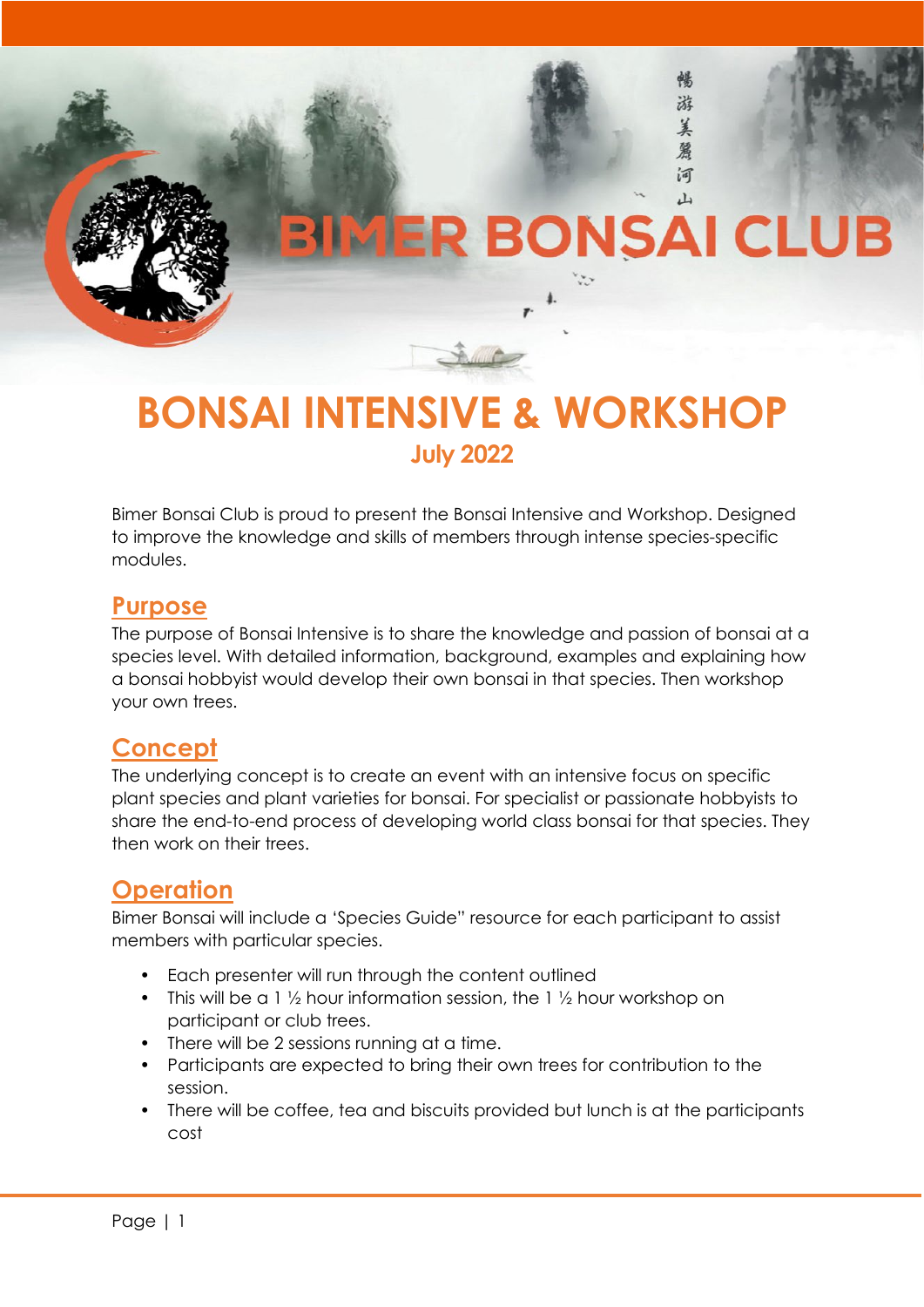# BIMER BONSAI CLUB

畅游美丽河山

# BONSAI INTENSIVE & WORKSHOP

### July 2022

Bimer Bonsai Club is proud to present the Bonsai Intensive and Workshop. Designed to improve the knowledge and skills of members through intense species-specific modules.

## Purpose

The purpose of Bonsai Intensive is to share the knowledge and passion of bonsai at a species level. With detailed information, background, examples and explaining how a bonsai hobbyist would develop their own bonsai in that species. Then workshop your own trees.

## Concept

The underlying concept is to create an event with an intensive focus on specific plant species and plant varieties for bonsai. For specialist or passionate hobbyists to share the end-to-end process of developing world class bonsai for that species. They then work on their trees.

## Operation

Bimer Bonsai will include a 'Species Guide" resource for each participant to assist members with particular species.

- Each presenter will run through the content outlined
- This will be a 1 ½ hour information session, the 1 ½ hour workshop on participant or club trees.
- There will be 2 sessions running at a time.
- Participants are expected to bring their own trees for contribution to the session.
- There will be coffee, tea and biscuits provided but lunch is at the participants cost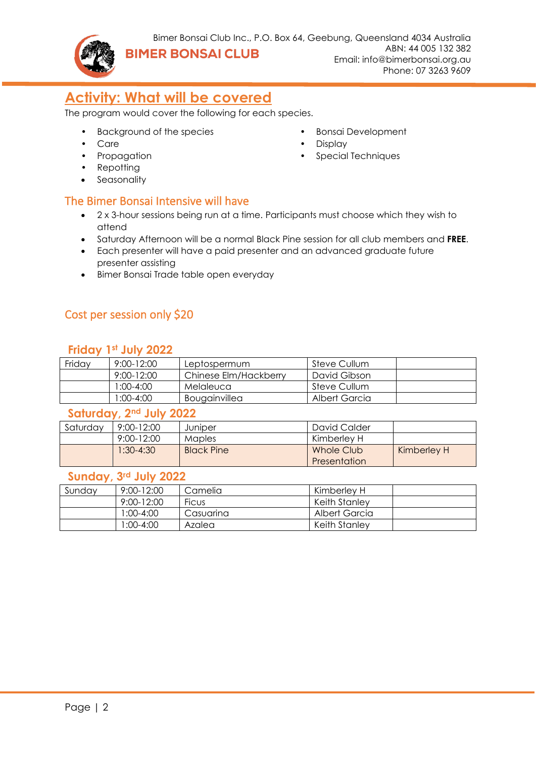# Activity: What will be covered

The program would cover the following for each species.

- Background of the species
- Care
- Propagation
- Repotting
- Seasonality
- Bonsai Development
- Display
- Special Techniques

## The Bimer Bonsai Intensive will have

- 2 x 3-hour sessions being run at a time. Participants must choose which they wish to attend
- Saturday Afternoon will be a normal Black Pine session for all club members and **FREE**.
- Each presenter will have a paid presenter and an advanced graduate future presenter assisting
- Bimer Bonsai Trade table open everyday

## Cost per session only $20

### Friday 1st July 2022

| Friday | 9:00-12:00 | Leptospermum | Steve Cullum | |
|---|---|---|---|---|
| | 9:00-12:00 | Chinese Elm/Hackberry | David Gibson | |
| | 1:00-4:00 | Melaleuca | Steve Cullum | |
| | 1:00-4:00 | Bougainvillea | Albert Garcia | |

### Saturday, 2nd July 2022

| Saturday | 9:00-12:00 | Juniper | David Calder | |
|---|---|---|---|---|
| | 9:00-12:00 | Maples | Kimberley H | |
| | 1:30-4:30 | Black Pine | Whole Club Presentation | Kimberley H |

### Sunday, 3rd July 2022

| Sunday | 9:00-12:00 | Camelia | Kimberley H | |
|---|---|---|---|---|
| | 9:00-12:00 | Ficus | Keith Stanley | |
| | 1:00-4:00 | Casuarina | Albert Garcia | |
| | 1:00-4:00 | Azalea | Keith Stanley | |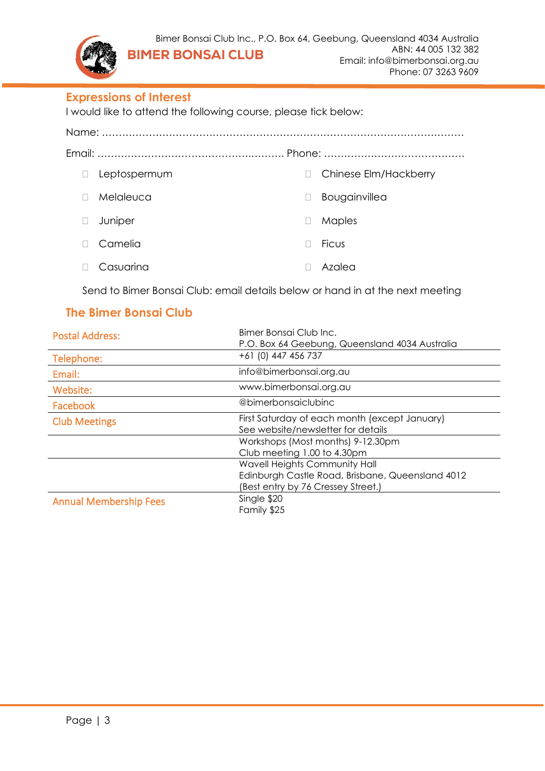Bimer Bonsai Club Inc., P.O. Box 64, Geebung, Queensland 4034 Australia
ABN: 44 005 132 382
Email: info@bimerbonsai.org.au
Phone: 07 3263 9609

**BIMER BONSAI CLUB**

## Expressions of Interest

I would like to attend the following course, please tick below:

Name: ……………………………………………………………………………………………

Email: ……………………………………………… Phone: ……………………………………

- ☐ Leptospermum
- ☐ Melaleuca
- ☐ Juniper
- ☐ Camelia
- ☐ Casuarina
- ☐ Chinese Elm/Hackberry
- ☐ Bougainvillea
- ☐ Maples
- ☐ Ficus
- ☐ Azalea

Send to Bimer Bonsai Club: email details below or hand in at the next meeting

## The Bimer Bonsai Club

| | |
|---|---|
| Postal Address: | Bimer Bonsai Club Inc.<br>P.O. Box 64 Geebung, Queensland 4034 Australia |
| Telephone: | +61 (0) 447 456 737 |
| Email: | info@bimerbonsai.org.au |
| Website: | www.bimerbonsai.org.au |
| Facebook | @bimerbonsaiclubinc |
| Club Meetings | First Saturday of each month (except January)<br>See website/newsletter for details |
| | Workshops (Most months) 9-12.30pm<br>Club meeting 1.00 to 4.30pm |
| | Wavell Heights Community Hall<br>Edinburgh Castle Road, Brisbane, Queensland 4012<br>(Best entry by 76 Cressey Street.) |
| Annual Membership Fees | Single $20<br>Family $25 |